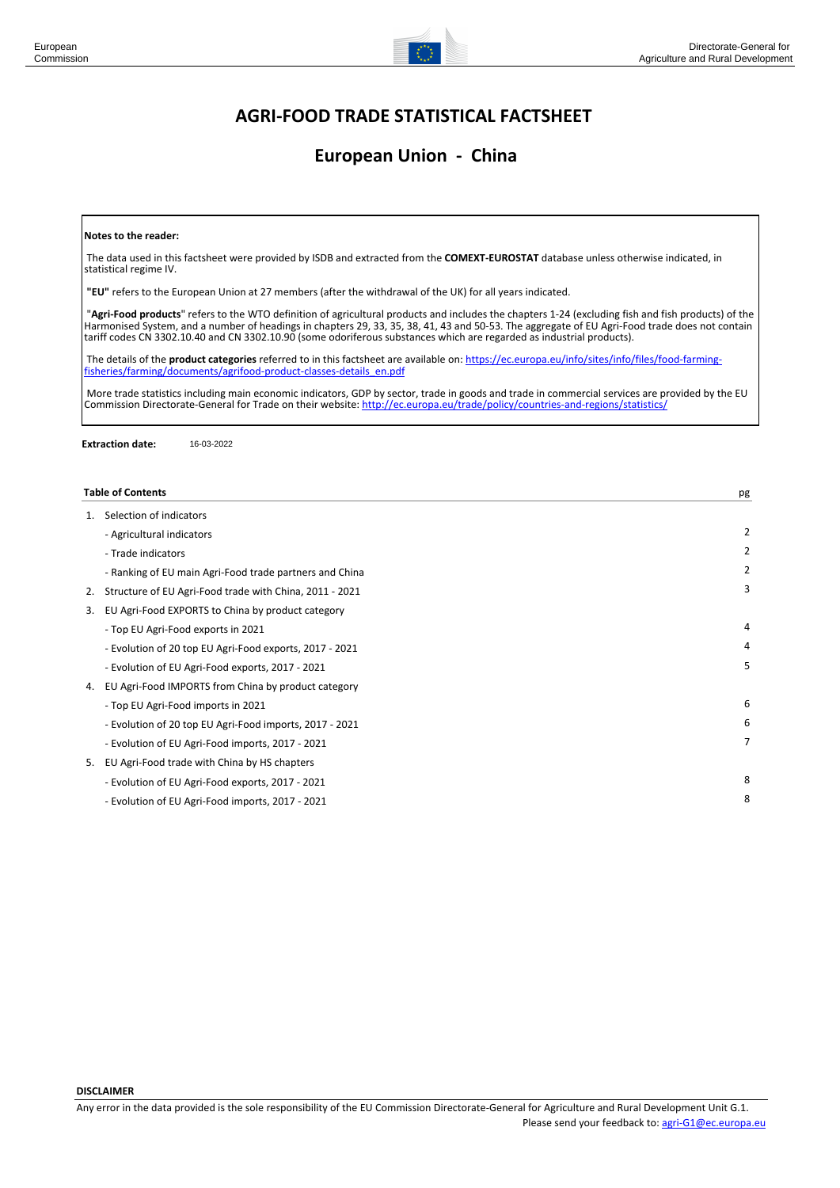# AGRI-FOOD TRADE STATISTICAL FACTSHEET

## European Union - China

**Notes to the reader:**

The data used in this factsheet were provided by ISDB and extracted from the **COMEXT-EUROSTAT** database unless otherwise indicated, in statistical regime IV.

**"EU"** refers to the European Union at 27 members (after the withdrawal of the UK) for all years indicated.

"**Agri-Food products**" refers to the WTO definition of agricultural products and includes the chapters 1-24 (excluding fish and fish products) of the Harmonised System, and a number of headings in chapters 29, 33, 35, 38, 41, 43 and 50-53. The aggregate of EU Agri-Food trade does not contain tariff codes CN 3302.10.40 and CN 3302.10.90 (some odoriferous substances which are regarded as industrial products).

The details of the **product categories** referred to in this factsheet are available on: https://ec.europa.eu/info/sites/info/files/food-farming-fisheries/farming/documents/agrifood-product-classes-details_en.pdf

More trade statistics including main economic indicators, GDP by sector, trade in goods and trade in commercial services are provided by the EU Commission Directorate-General for Trade on their website: http://ec.europa.eu/trade/policy/countries-and-regions/statistics/

**Extraction date:** 16-03-2022

| **Table of Contents** | | pg |
|---|---|---|
| 1. | Selection of indicators | |
| | - Agricultural indicators | 2 |
| | - Trade indicators | 2 |
| | - Ranking of EU main Agri-Food trade partners and China | 2 |
| 2. | Structure of EU Agri-Food trade with China, 2011 - 2021 | 3 |
| 3. | EU Agri-Food EXPORTS to China by product category | |
| | - Top EU Agri-Food exports in 2021 | 4 |
| | - Evolution of 20 top EU Agri-Food exports, 2017 - 2021 | 4 |
| | - Evolution of EU Agri-Food exports, 2017 - 2021 | 5 |
| 4. | EU Agri-Food IMPORTS from China by product category | |
| | - Top EU Agri-Food imports in 2021 | 6 |
| | - Evolution of 20 top EU Agri-Food imports, 2017 - 2021 | 6 |
| | - Evolution of EU Agri-Food imports, 2017 - 2021 | 7 |
| 5. | EU Agri-Food trade with China by HS chapters | |
| | - Evolution of EU Agri-Food exports, 2017 - 2021 | 8 |
| | - Evolution of EU Agri-Food imports, 2017 - 2021 | 8 |

**DISCLAIMER**

Any error in the data provided is the sole responsibility of the EU Commission Directorate-General for Agriculture and Rural Development Unit G.1.

Please send your feedback to: agri-G1@ec.europa.eu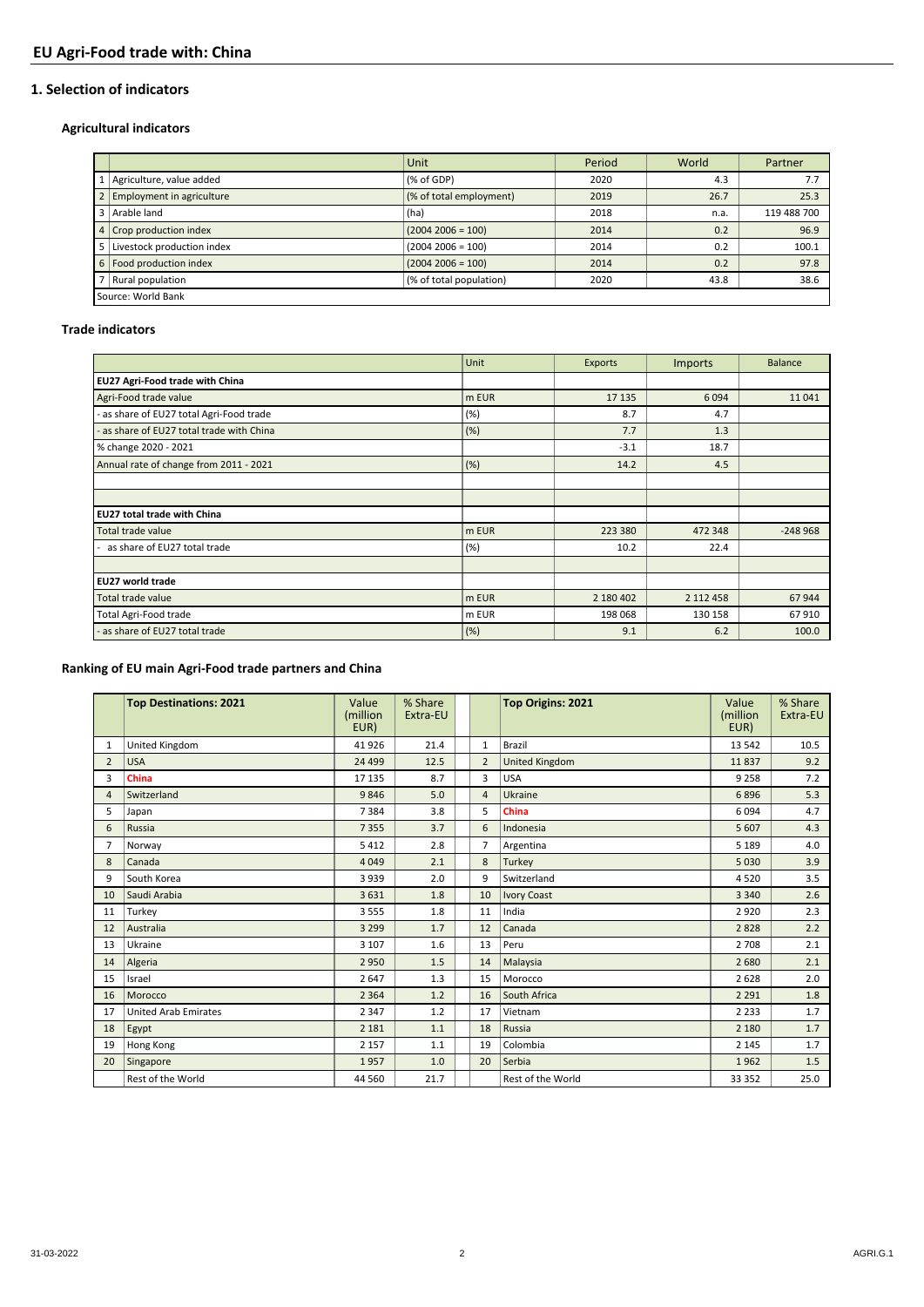## EU Agri-Food trade with: China

### 1. Selection of indicators

#### Agricultural indicators

| | | Unit | Period | World | Partner |
|---|---|---|---|---|---|
| 1 | Agriculture, value added | (% of GDP) | 2020 | 4.3 | 7.7 |
| 2 | Employment in agriculture | (% of total employment) | 2019 | 26.7 | 25.3 |
| 3 | Arable land | (ha) | 2018 | n.a. | 119 488 700 |
| 4 | Crop production index | (2004 2006 = 100) | 2014 | 0.2 | 96.9 |
| 5 | Livestock production index | (2004 2006 = 100) | 2014 | 0.2 | 100.1 |
| 6 | Food production index | (2004 2006 = 100) | 2014 | 0.2 | 97.8 |
| 7 | Rural population | (% of total population) | 2020 | 43.8 | 38.6 |

Source: World Bank

#### Trade indicators

| | Unit | Exports | Imports | Balance |
|---|---|---|---|---|
| **EU27 Agri-Food trade with China** | | | | |
| Agri-Food trade value | m EUR | 17 135 | 6 094 | 11 041 |
| - as share of EU27 total Agri-Food trade | (%) | 8.7 | 4.7 | |
| - as share of EU27 total trade with China | (%) | 7.7 | 1.3 | |
| % change 2020 - 2021 | | -3.1 | 18.7 | |
| Annual rate of change from 2011 - 2021 | (%) | 14.2 | 4.5 | |
| | | | | |
| | | | | |
| **EU27 total trade with China** | | | | |
| Total trade value | m EUR | 223 380 | 472 348 | -248 968 |
| - as share of EU27 total trade | (%) | 10.2 | 22.4 | |
| | | | | |
| **EU27 world trade** | | | | |
| Total trade value | m EUR | 2 180 402 | 2 112 458 | 67 944 |
| Total Agri-Food trade | m EUR | 198 068 | 130 158 | 67 910 |
| - as share of EU27 total trade | (%) | 9.1 | 6.2 | 100.0 |

#### Ranking of EU main Agri-Food trade partners and China

| | Top Destinations: 2021 | Value (million EUR) | % Share Extra-EU | | Top Origins: 2021 | Value (million EUR) | % Share Extra-EU |
|---|---|---|---|---|---|---|---|
| 1 | United Kingdom | 41 926 | 21.4 | 1 | Brazil | 13 542 | 10.5 |
| 2 | USA | 24 499 | 12.5 | 2 | United Kingdom | 11 837 | 9.2 |
| 3 | **China** | 17 135 | 8.7 | 3 | USA | 9 258 | 7.2 |
| 4 | Switzerland | 9 846 | 5.0 | 4 | Ukraine | 6 896 | 5.3 |
| 5 | Japan | 7 384 | 3.8 | 5 | **China** | 6 094 | 4.7 |
| 6 | Russia | 7 355 | 3.7 | 6 | Indonesia | 5 607 | 4.3 |
| 7 | Norway | 5 412 | 2.8 | 7 | Argentina | 5 189 | 4.0 |
| 8 | Canada | 4 049 | 2.1 | 8 | Turkey | 5 030 | 3.9 |
| 9 | South Korea | 3 939 | 2.0 | 9 | Switzerland | 4 520 | 3.5 |
| 10 | Saudi Arabia | 3 631 | 1.8 | 10 | Ivory Coast | 3 340 | 2.6 |
| 11 | Turkey | 3 555 | 1.8 | 11 | India | 2 920 | 2.3 |
| 12 | Australia | 3 299 | 1.7 | 12 | Canada | 2 828 | 2.2 |
| 13 | Ukraine | 3 107 | 1.6 | 13 | Peru | 2 708 | 2.1 |
| 14 | Algeria | 2 950 | 1.5 | 14 | Malaysia | 2 680 | 2.1 |
| 15 | Israel | 2 647 | 1.3 | 15 | Morocco | 2 628 | 2.0 |
| 16 | Morocco | 2 364 | 1.2 | 16 | South Africa | 2 291 | 1.8 |
| 17 | United Arab Emirates | 2 347 | 1.2 | 17 | Vietnam | 2 233 | 1.7 |
| 18 | Egypt | 2 181 | 1.1 | 18 | Russia | 2 180 | 1.7 |
| 19 | Hong Kong | 2 157 | 1.1 | 19 | Colombia | 2 145 | 1.7 |
| 20 | Singapore | 1 957 | 1.0 | 20 | Serbia | 1 962 | 1.5 |
| | Rest of the World | 44 560 | 21.7 | | Rest of the World | 33 352 | 25.0 |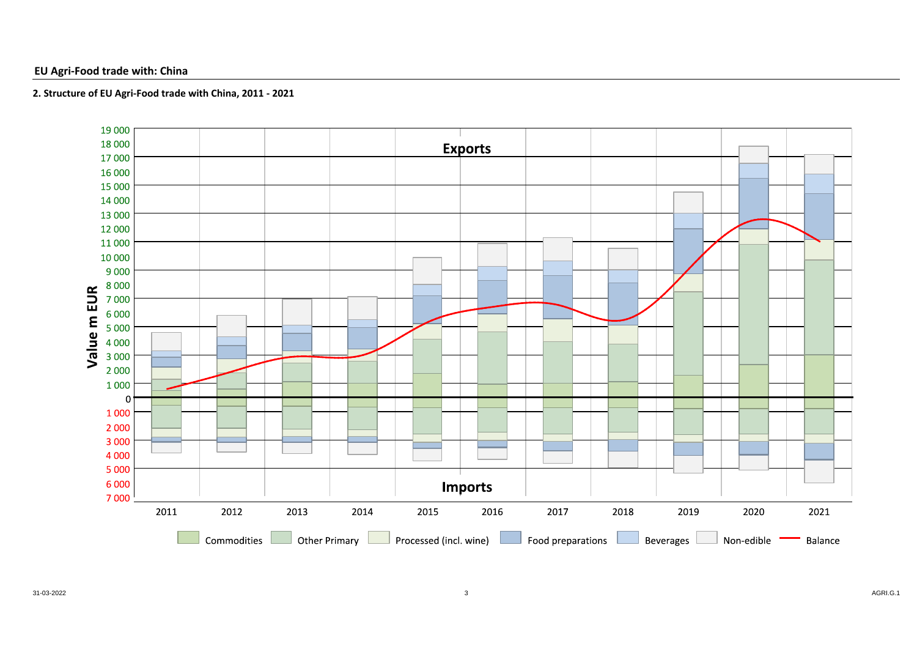## EU Agri-Food trade with: China

### 2. Structure of EU Agri-Food trade with China, 2011 - 2021

Exports

Imports

Value m EUR

19 000
18 000
17 000
16 000
15 000
14 000
13 000
12 000
11 000
10 000
9 000
8 000
7 000
6 000
5 000
4 000
3 000
2 000
1 000
0
1 000
2 000
3 000
4 000
5 000
6 000
7 000

2011 2012 2013 2014 2015 2016 2017 2018 2019 2020 2021

Commodities | Other Primary | Processed (incl. wine) | Food preparations | Beverages | Non-edible | Balance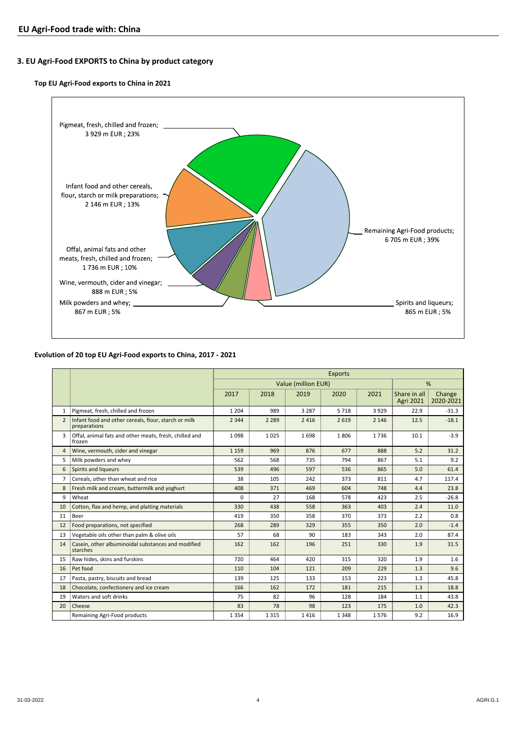## EU Agri-Food trade with: China

### 3. EU Agri-Food EXPORTS to China by product category

#### Top EU Agri-Food exports to China in 2021

Pigmeat, fresh, chilled and frozen; 3 929 m EUR ; 23%

Infant food and other cereals, flour, starch or milk preparations; 2 146 m EUR ; 13%

Offal, animal fats and other meats, fresh, chilled and frozen; 1 736 m EUR ; 10%

Wine, vermouth, cider and vinegar; 888 m EUR ; 5%

Milk powders and whey; 867 m EUR ; 5%

Spirits and liqueurs; 865 m EUR ; 5%

Remaining Agri-Food products; 6 705 m EUR ; 39%

#### Evolution of 20 top EU Agri-Food exports to China, 2017 - 2021

| | | Exports | | | | | | |
|---|---|---|---|---|---|---|---|---|
| | | Value (million EUR) | | | | | % | |
| | | 2017 | 2018 | 2019 | 2020 | 2021 | Share in all Agri 2021 | Change 2020-2021 |
| 1 | Pigmeat, fresh, chilled and frozen | 1 204 | 989 | 3 287 | 5 718 | 3 929 | 22.9 | -31.3 |
| 2 | Infant food and other cereals, flour, starch or milk preparations | 2 344 | 2 289 | 2 416 | 2 619 | 2 146 | 12.5 | -18.1 |
| 3 | Offal, animal fats and other meats, fresh, chilled and frozen | 1 098 | 1 025 | 1 698 | 1 806 | 1 736 | 10.1 | -3.9 |
| 4 | Wine, vermouth, cider and vinegar | 1 159 | 969 | 876 | 677 | 888 | 5.2 | 31.2 |
| 5 | Milk powders and whey | 562 | 568 | 735 | 794 | 867 | 5.1 | 9.2 |
| 6 | Spirits and liqueurs | 539 | 496 | 597 | 536 | 865 | 5.0 | 61.4 |
| 7 | Cereals, other than wheat and rice | 38 | 105 | 242 | 373 | 811 | 4.7 | 117.4 |
| 8 | Fresh milk and cream, buttermilk and yoghurt | 408 | 371 | 469 | 604 | 748 | 4.4 | 23.8 |
| 9 | Wheat | 0 | 27 | 168 | 578 | 423 | 2.5 | -26.8 |
| 10 | Cotton, flax and hemp, and plaiting materials | 330 | 438 | 558 | 363 | 403 | 2.4 | 11.0 |
| 11 | Beer | 419 | 350 | 358 | 370 | 373 | 2.2 | 0.8 |
| 12 | Food preparations, not specified | 268 | 289 | 329 | 355 | 350 | 2.0 | -1.4 |
| 13 | Vegetable oils other than palm & olive oils | 57 | 68 | 90 | 183 | 343 | 2.0 | 87.4 |
| 14 | Casein, other albuminoidal substances and modified starches | 162 | 162 | 196 | 251 | 330 | 1.9 | 31.5 |
| 15 | Raw hides, skins and furskins | 720 | 464 | 420 | 315 | 320 | 1.9 | 1.6 |
| 16 | Pet food | 110 | 104 | 121 | 209 | 229 | 1.3 | 9.6 |
| 17 | Pasta, pastry, biscuits and bread | 139 | 125 | 133 | 153 | 223 | 1.3 | 45.8 |
| 18 | Chocolate, confectionery and ice cream | 166 | 162 | 172 | 181 | 215 | 1.3 | 18.8 |
| 19 | Waters and soft drinks | 75 | 82 | 96 | 128 | 184 | 1.1 | 43.8 |
| 20 | Cheese | 83 | 78 | 98 | 123 | 175 | 1.0 | 42.3 |
| | Remaining Agri-Food products | 1 354 | 1 315 | 1 416 | 1 348 | 1 576 | 9.2 | 16.9 |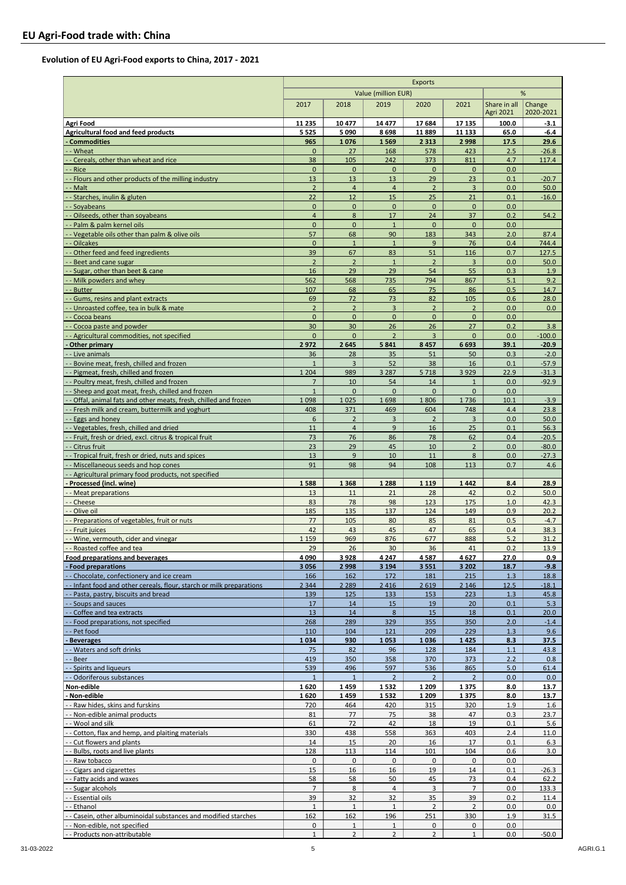# EU Agri-Food trade with: China

## Evolution of EU Agri-Food exports to China, 2017 - 2021

| | Exports | | | | | | |
|---|---|---|---|---|---|---|---|
| | Value (million EUR) | | | | | % | |
| | 2017 | 2018 | 2019 | 2020 | 2021 | Share in all Agri 2021 | Change 2020-2021 |
| **Agri Food** | **11 235** | **10 477** | **14 477** | **17 684** | **17 135** | **100.0** | **-3.1** |
| **Agricultural food and feed products** | **5 525** | **5 090** | **8 698** | **11 889** | **11 133** | **65.0** | **-6.4** |
| **- Commodities** | **965** | **1 076** | **1 569** | **2 313** | **2 998** | **17.5** | **29.6** |
| - - Wheat | 0 | 27 | 168 | 578 | 423 | 2.5 | -26.8 |
| - - Cereals, other than wheat and rice | 38 | 105 | 242 | 373 | 811 | 4.7 | 117.4 |
| - - Rice | 0 | 0 | 0 | 0 | 0 | 0.0 | |
| - - Flours and other products of the milling industry | 13 | 13 | 13 | 29 | 23 | 0.1 | -20.7 |
| - - Malt | 2 | 4 | 4 | 2 | 3 | 0.0 | 50.0 |
| - - Starches, inulin & gluten | 22 | 12 | 15 | 25 | 21 | 0.1 | -16.0 |
| - - Soyabeans | 0 | 0 | 0 | 0 | 0 | 0.0 | |
| - - Oilseeds, other than soyabeans | 4 | 8 | 17 | 24 | 37 | 0.2 | 54.2 |
| - - Palm & palm kernel oils | 0 | 0 | 1 | 0 | 0 | 0.0 | |
| - - Vegetable oils other than palm & olive oils | 57 | 68 | 90 | 183 | 343 | 2.0 | 87.4 |
| - - Oilcakes | 0 | 1 | 1 | 9 | 76 | 0.4 | 744.4 |
| - - Other feed and feed ingredients | 39 | 67 | 83 | 51 | 116 | 0.7 | 127.5 |
| - - Beet and cane sugar | 2 | 2 | 1 | 2 | 3 | 0.0 | 50.0 |
| - - Sugar, other than beet & cane | 16 | 29 | 29 | 54 | 55 | 0.3 | 1.9 |
| - - Milk powders and whey | 562 | 568 | 735 | 794 | 867 | 5.1 | 9.2 |
| - - Butter | 107 | 68 | 65 | 75 | 86 | 0.5 | 14.7 |
| - - Gums, resins and plant extracts | 69 | 72 | 73 | 82 | 105 | 0.6 | 28.0 |
| - - Unroasted coffee, tea in bulk & mate | 2 | 2 | 3 | 2 | 2 | 0.0 | 0.0 |
| - - Cocoa beans | 0 | 0 | 0 | 0 | 0 | 0.0 | |
| - - Cocoa paste and powder | 30 | 30 | 26 | 26 | 27 | 0.2 | 3.8 |
| - - Agricultural commodities, not specified | 0 | 0 | 2 | 3 | 0 | 0.0 | -100.0 |
| **- Other primary** | **2 972** | **2 645** | **5 841** | **8 457** | **6 693** | **39.1** | **-20.9** |
| - - Live animals | 36 | 28 | 35 | 51 | 50 | 0.3 | -2.0 |
| - - Bovine meat, fresh, chilled and frozen | 1 | 3 | 52 | 38 | 16 | 0.1 | -57.9 |
| - - Pigmeat, fresh, chilled and frozen | 1 204 | 989 | 3 287 | 5 718 | 3 929 | 22.9 | -31.3 |
| - - Poultry meat, fresh, chilled and frozen | 7 | 10 | 54 | 14 | 1 | 0.0 | -92.9 |
| - - Sheep and goat meat, fresh, chilled and frozen | 1 | 0 | 0 | 0 | 0 | 0.0 | |
| - - Offal, animal fats and other meats, fresh, chilled and frozen | 1 098 | 1 025 | 1 698 | 1 806 | 1 736 | 10.1 | -3.9 |
| - - Fresh milk and cream, buttermilk and yoghurt | 408 | 371 | 469 | 604 | 748 | 4.4 | 23.8 |
| - - Eggs and honey | 6 | 2 | 3 | 2 | 3 | 0.0 | 50.0 |
| - - Vegetables, fresh, chilled and dried | 11 | 4 | 9 | 16 | 25 | 0.1 | 56.3 |
| - - Fruit, fresh or dried, excl. citrus & tropical fruit | 73 | 76 | 86 | 78 | 62 | 0.4 | -20.5 |
| - - Citrus fruit | 23 | 29 | 45 | 10 | 2 | 0.0 | -80.0 |
| - - Tropical fruit, fresh or dried, nuts and spices | 13 | 9 | 10 | 11 | 8 | 0.0 | -27.3 |
| - - Miscellaneous seeds and hop cones | 91 | 98 | 94 | 108 | 113 | 0.7 | 4.6 |
| - - Agricultural primary food products, not specified | | | | | | | |
| **- Processed (incl. wine)** | **1 588** | **1 368** | **1 288** | **1 119** | **1 442** | **8.4** | **28.9** |
| - - Meat preparations | 13 | 11 | 21 | 28 | 42 | 0.2 | 50.0 |
| - - Cheese | 83 | 78 | 98 | 123 | 175 | 1.0 | 42.3 |
| - - Olive oil | 185 | 135 | 137 | 124 | 149 | 0.9 | 20.2 |
| - - Preparations of vegetables, fruit or nuts | 77 | 105 | 80 | 85 | 81 | 0.5 | -4.7 |
| - - Fruit juices | 42 | 43 | 45 | 47 | 65 | 0.4 | 38.3 |
| - - Wine, vermouth, cider and vinegar | 1 159 | 969 | 876 | 677 | 888 | 5.2 | 31.2 |
| - - Roasted coffee and tea | 29 | 26 | 30 | 36 | 41 | 0.2 | 13.9 |
| **Food preparations and beverages** | **4 090** | **3 928** | **4 247** | **4 587** | **4 627** | **27.0** | **0.9** |
| **- Food preparations** | **3 056** | **2 998** | **3 194** | **3 551** | **3 202** | **18.7** | **-9.8** |
| - - Chocolate, confectionery and ice cream | 166 | 162 | 172 | 181 | 215 | 1.3 | 18.8 |
| - - Infant food and other cereals, flour, starch or milk preparations | 2 344 | 2 289 | 2 416 | 2 619 | 2 146 | 12.5 | -18.1 |
| - - Pasta, pastry, biscuits and bread | 139 | 125 | 133 | 153 | 223 | 1.3 | 45.8 |
| - - Soups and sauces | 17 | 14 | 15 | 19 | 20 | 0.1 | 5.3 |
| - - Coffee and tea extracts | 13 | 14 | 8 | 15 | 18 | 0.1 | 20.0 |
| - - Food preparations, not specified | 268 | 289 | 329 | 355 | 350 | 2.0 | -1.4 |
| - - Pet food | 110 | 104 | 121 | 209 | 229 | 1.3 | 9.6 |
| **- Beverages** | **1 034** | **930** | **1 053** | **1 036** | **1 425** | **8.3** | **37.5** |
| - - Waters and soft drinks | 75 | 82 | 96 | 128 | 184 | 1.1 | 43.8 |
| - - Beer | 419 | 350 | 358 | 370 | 373 | 2.2 | 0.8 |
| - - Spirits and liqueurs | 539 | 496 | 597 | 536 | 865 | 5.0 | 61.4 |
| - - Odoriferous substances | 1 | 1 | 2 | 2 | 2 | 0.0 | 0.0 |
| **Non-edible** | **1 620** | **1 459** | **1 532** | **1 209** | **1 375** | **8.0** | **13.7** |
| **- Non-edible** | **1 620** | **1 459** | **1 532** | **1 209** | **1 375** | **8.0** | **13.7** |
| - - Raw hides, skins and furskins | 720 | 464 | 420 | 315 | 320 | 1.9 | 1.6 |
| - - Non-edible animal products | 81 | 77 | 75 | 38 | 47 | 0.3 | 23.7 |
| - - Wool and silk | 61 | 72 | 42 | 18 | 19 | 0.1 | 5.6 |
| - - Cotton, flax and hemp, and plaiting materials | 330 | 438 | 558 | 363 | 403 | 2.4 | 11.0 |
| - - Cut flowers and plants | 14 | 15 | 20 | 16 | 17 | 0.1 | 6.3 |
| - - Bulbs, roots and live plants | 128 | 113 | 114 | 101 | 104 | 0.6 | 3.0 |
| - - Raw tobacco | 0 | 0 | 0 | 0 | 0 | 0.0 | |
| - - Cigars and cigarettes | 15 | 16 | 16 | 19 | 14 | 0.1 | -26.3 |
| - - Fatty acids and waxes | 58 | 58 | 50 | 45 | 73 | 0.4 | 62.2 |
| - - Sugar alcohols | 7 | 8 | 4 | 3 | 7 | 0.0 | 133.3 |
| - - Essential oils | 39 | 32 | 32 | 35 | 39 | 0.2 | 11.4 |
| - - Ethanol | 1 | 1 | 1 | 2 | 2 | 0.0 | 0.0 |
| - - Casein, other albuminoidal substances and modified starches | 162 | 162 | 196 | 251 | 330 | 1.9 | 31.5 |
| - - Non-edible, not specified | 0 | 1 | 1 | 0 | 0 | 0.0 | |
| - - Products non-attributable | 1 | 2 | 2 | 2 | 1 | 0.0 | -50.0 |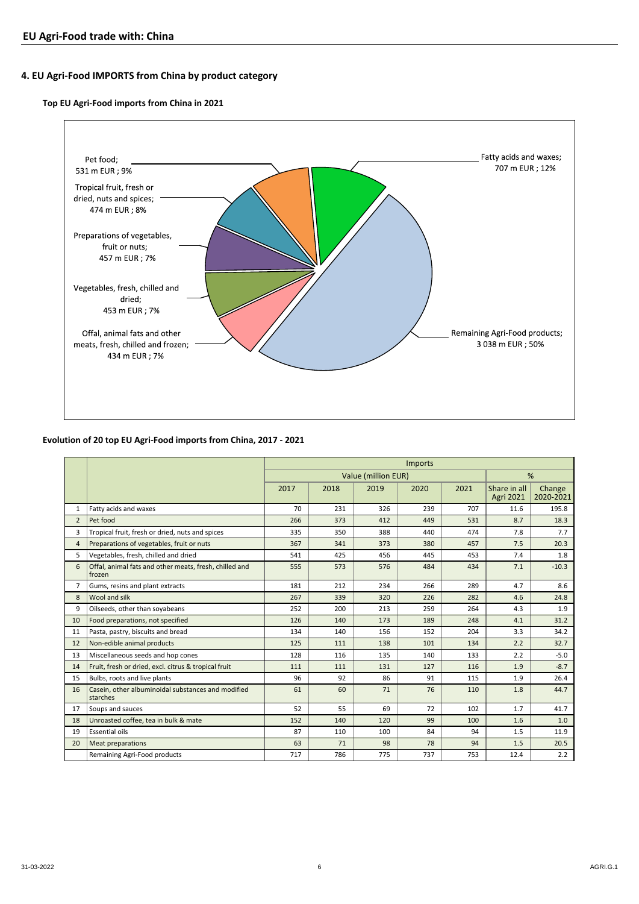## EU Agri-Food trade with: China

### 4. EU Agri-Food IMPORTS from China by product category

**Top EU Agri-Food imports from China in 2021**

Pet food; 531 m EUR ; 9%

Tropical fruit, fresh or dried, nuts and spices; 474 m EUR ; 8%

Preparations of vegetables, fruit or nuts; 457 m EUR ; 7%

Vegetables, fresh, chilled and dried; 453 m EUR ; 7%

Offal, animal fats and other meats, fresh, chilled and frozen; 434 m EUR ; 7%

Fatty acids and waxes; 707 m EUR ; 12%

Remaining Agri-Food products; 3 038 m EUR ; 50%

**Evolution of 20 top EU Agri-Food imports from China, 2017 - 2021**

| | | Imports | | | | | | |
|---|---|---|---|---|---|---|---|---|
| | | Value (million EUR) | | | | | % | |
| | | 2017 | 2018 | 2019 | 2020 | 2021 | Share in all Agri 2021 | Change 2020-2021 |
| 1 | Fatty acids and waxes | 70 | 231 | 326 | 239 | 707 | 11.6 | 195.8 |
| 2 | Pet food | 266 | 373 | 412 | 449 | 531 | 8.7 | 18.3 |
| 3 | Tropical fruit, fresh or dried, nuts and spices | 335 | 350 | 388 | 440 | 474 | 7.8 | 7.7 |
| 4 | Preparations of vegetables, fruit or nuts | 367 | 341 | 373 | 380 | 457 | 7.5 | 20.3 |
| 5 | Vegetables, fresh, chilled and dried | 541 | 425 | 456 | 445 | 453 | 7.4 | 1.8 |
| 6 | Offal, animal fats and other meats, fresh, chilled and frozen | 555 | 573 | 576 | 484 | 434 | 7.1 | -10.3 |
| 7 | Gums, resins and plant extracts | 181 | 212 | 234 | 266 | 289 | 4.7 | 8.6 |
| 8 | Wool and silk | 267 | 339 | 320 | 226 | 282 | 4.6 | 24.8 |
| 9 | Oilseeds, other than soyabeans | 252 | 200 | 213 | 259 | 264 | 4.3 | 1.9 |
| 10 | Food preparations, not specified | 126 | 140 | 173 | 189 | 248 | 4.1 | 31.2 |
| 11 | Pasta, pastry, biscuits and bread | 134 | 140 | 156 | 152 | 204 | 3.3 | 34.2 |
| 12 | Non-edible animal products | 125 | 111 | 138 | 101 | 134 | 2.2 | 32.7 |
| 13 | Miscellaneous seeds and hop cones | 128 | 116 | 135 | 140 | 133 | 2.2 | -5.0 |
| 14 | Fruit, fresh or dried, excl. citrus & tropical fruit | 111 | 111 | 131 | 127 | 116 | 1.9 | -8.7 |
| 15 | Bulbs, roots and live plants | 96 | 92 | 86 | 91 | 115 | 1.9 | 26.4 |
| 16 | Casein, other albuminoidal substances and modified starches | 61 | 60 | 71 | 76 | 110 | 1.8 | 44.7 |
| 17 | Soups and sauces | 52 | 55 | 69 | 72 | 102 | 1.7 | 41.7 |
| 18 | Unroasted coffee, tea in bulk & mate | 152 | 140 | 120 | 99 | 100 | 1.6 | 1.0 |
| 19 | Essential oils | 87 | 110 | 100 | 84 | 94 | 1.5 | 11.9 |
| 20 | Meat preparations | 63 | 71 | 98 | 78 | 94 | 1.5 | 20.5 |
| | Remaining Agri-Food products | 717 | 786 | 775 | 737 | 753 | 12.4 | 2.2 |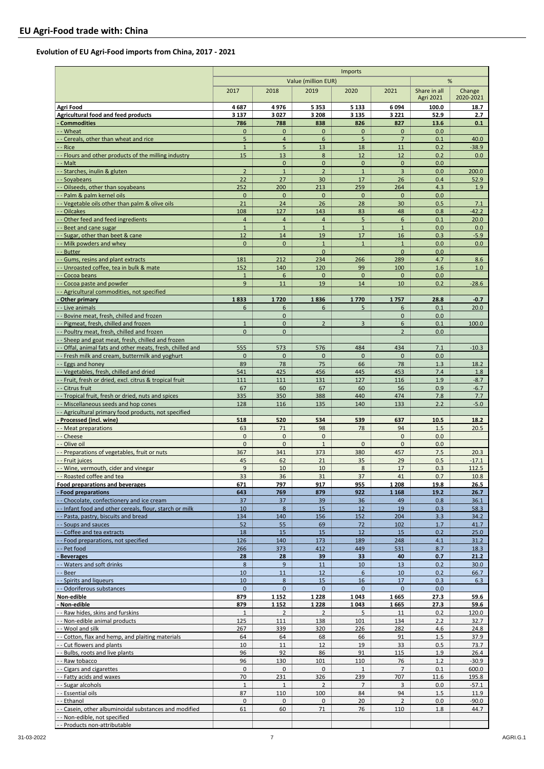## EU Agri-Food trade with: China

### Evolution of EU Agri-Food imports from China, 2017 - 2021

| | Imports | | | | | | |
|---|---|---|---|---|---|---|---|
| | Value (million EUR) | | | | | % | |
| | 2017 | 2018 | 2019 | 2020 | 2021 | Share in all Agri 2021 | Change 2020-2021 |
| **Agri Food** | **4 687** | **4 976** | **5 353** | **5 133** | **6 094** | **100.0** | **18.7** |
| **Agricultural food and feed products** | **3 137** | **3 027** | **3 208** | **3 135** | **3 221** | **52.9** | **2.7** |
| **- Commodities** | **786** | **788** | **838** | **826** | **827** | **13.6** | **0.1** |
| - - Wheat | 0 | 0 | 0 | 0 | 0 | 0.0 | |
| - - Cereals, other than wheat and rice | 5 | 4 | 6 | 5 | 7 | 0.1 | 40.0 |
| - - Rice | 1 | 5 | 13 | 18 | 11 | 0.2 | -38.9 |
| - - Flours and other products of the milling industry | 15 | 13 | 8 | 12 | 12 | 0.2 | 0.0 |
| - - Malt | | 0 | 0 | 0 | 0 | 0.0 | |
| - - Starches, inulin & gluten | 2 | 1 | 2 | 1 | 3 | 0.0 | 200.0 |
| - - Soyabeans | 22 | 27 | 30 | 17 | 26 | 0.4 | 52.9 |
| - - Oilseeds, other than soyabeans | 252 | 200 | 213 | 259 | 264 | 4.3 | 1.9 |
| - - Palm & palm kernel oils | 0 | 0 | 0 | 0 | 0 | 0.0 | |
| - - Vegetable oils other than palm & olive oils | 21 | 24 | 26 | 28 | 30 | 0.5 | 7.1 |
| - - Oilcakes | 108 | 127 | 143 | 83 | 48 | 0.8 | -42.2 |
| - - Other feed and feed ingredients | 4 | 4 | 4 | 5 | 6 | 0.1 | 20.0 |
| - - Beet and cane sugar | 1 | 1 | 1 | 1 | 1 | 0.0 | 0.0 |
| - - Sugar, other than beet & cane | 12 | 14 | 19 | 17 | 16 | 0.3 | -5.9 |
| - - Milk powders and whey | 0 | 0 | 1 | 1 | 1 | 0.0 | 0.0 |
| - - Butter | | | 0 | | 0 | 0.0 | |
| - - Gums, resins and plant extracts | 181 | 212 | 234 | 266 | 289 | 4.7 | 8.6 |
| - - Unroasted coffee, tea in bulk & mate | 152 | 140 | 120 | 99 | 100 | 1.6 | 1.0 |
| - - Cocoa beans | 1 | 6 | 0 | 0 | 0 | 0.0 | |
| - - Cocoa paste and powder | 9 | 11 | 19 | 14 | 10 | 0.2 | -28.6 |
| - - Agricultural commodities, not specified | | | | | | | |
| **- Other primary** | **1 833** | **1 720** | **1 836** | **1 770** | **1 757** | **28.8** | **-0.7** |
| - - Live animals | 6 | 6 | 6 | 5 | 6 | 0.1 | 20.0 |
| - - Bovine meat, fresh, chilled and frozen | | 0 | | | 0 | 0.0 | |
| - - Pigmeat, fresh, chilled and frozen | 1 | 0 | 2 | 3 | 6 | 0.1 | 100.0 |
| - - Poultry meat, fresh, chilled and frozen | 0 | 0 | | | 2 | 0.0 | |
| - - Sheep and goat meat, fresh, chilled and frozen | | | | | | | |
| - - Offal, animal fats and other meats, fresh, chilled and | 555 | 573 | 576 | 484 | 434 | 7.1 | -10.3 |
| - - Fresh milk and cream, buttermilk and yoghurt | 0 | 0 | 0 | 0 | 0 | 0.0 | |
| - - Eggs and honey | 89 | 78 | 75 | 66 | 78 | 1.3 | 18.2 |
| - - Vegetables, fresh, chilled and dried | 541 | 425 | 456 | 445 | 453 | 7.4 | 1.8 |
| - - Fruit, fresh or dried, excl. citrus & tropical fruit | 111 | 111 | 131 | 127 | 116 | 1.9 | -8.7 |
| - - Citrus fruit | 67 | 60 | 67 | 60 | 56 | 0.9 | -6.7 |
| - - Tropical fruit, fresh or dried, nuts and spices | 335 | 350 | 388 | 440 | 474 | 7.8 | 7.7 |
| - - Miscellaneous seeds and hop cones | 128 | 116 | 135 | 140 | 133 | 2.2 | -5.0 |
| - - Agricultural primary food products, not specified | | | | | | | |
| **- Processed (incl. wine)** | **518** | **520** | **534** | **539** | **637** | **10.5** | **18.2** |
| - - Meat preparations | 63 | 71 | 98 | 78 | 94 | 1.5 | 20.5 |
| - - Cheese | 0 | 0 | 0 | | 0 | 0.0 | |
| - - Olive oil | 0 | 0 | 1 | 0 | 0 | 0.0 | |
| - - Preparations of vegetables, fruit or nuts | 367 | 341 | 373 | 380 | 457 | 7.5 | 20.3 |
| - - Fruit juices | 45 | 62 | 21 | 35 | 29 | 0.5 | -17.1 |
| - - Wine, vermouth, cider and vinegar | 9 | 10 | 10 | 8 | 17 | 0.3 | 112.5 |
| - - Roasted coffee and tea | 33 | 36 | 31 | 37 | 41 | 0.7 | 10.8 |
| **Food preparations and beverages** | **671** | **797** | **917** | **955** | **1 208** | **19.8** | **26.5** |
| **- Food preparations** | **643** | **769** | **879** | **922** | **1 168** | **19.2** | **26.7** |
| - - Chocolate, confectionery and ice cream | 37 | 37 | 39 | 36 | 49 | 0.8 | 36.1 |
| - - Infant food and other cereals, flour, starch or milk | 10 | 8 | 15 | 12 | 19 | 0.3 | 58.3 |
| - - Pasta, pastry, biscuits and bread | 134 | 140 | 156 | 152 | 204 | 3.3 | 34.2 |
| - - Soups and sauces | 52 | 55 | 69 | 72 | 102 | 1.7 | 41.7 |
| - - Coffee and tea extracts | 18 | 15 | 15 | 12 | 15 | 0.2 | 25.0 |
| - - Food preparations, not specified | 126 | 140 | 173 | 189 | 248 | 4.1 | 31.2 |
| - - Pet food | 266 | 373 | 412 | 449 | 531 | 8.7 | 18.3 |
| **- Beverages** | **28** | **28** | **39** | **33** | **40** | **0.7** | **21.2** |
| - - Waters and soft drinks | 8 | 9 | 11 | 10 | 13 | 0.2 | 30.0 |
| - - Beer | 10 | 11 | 12 | 6 | 10 | 0.2 | 66.7 |
| - - Spirits and liqueurs | 10 | 8 | 15 | 16 | 17 | 0.3 | 6.3 |
| - - Odoriferous substances | 0 | 0 | 0 | 0 | 0 | 0.0 | |
| **Non-edible** | **879** | **1 152** | **1 228** | **1 043** | **1 665** | **27.3** | **59.6** |
| **- Non-edible** | **879** | **1 152** | **1 228** | **1 043** | **1 665** | **27.3** | **59.6** |
| - - Raw hides, skins and furskins | 1 | 2 | 2 | 5 | 11 | 0.2 | 120.0 |
| - - Non-edible animal products | 125 | 111 | 138 | 101 | 134 | 2.2 | 32.7 |
| - - Wool and silk | 267 | 339 | 320 | 226 | 282 | 4.6 | 24.8 |
| - - Cotton, flax and hemp, and plaiting materials | 64 | 64 | 68 | 66 | 91 | 1.5 | 37.9 |
| - - Cut flowers and plants | 10 | 11 | 12 | 19 | 33 | 0.5 | 73.7 |
| - - Bulbs, roots and live plants | 96 | 92 | 86 | 91 | 115 | 1.9 | 26.4 |
| - - Raw tobacco | 96 | 130 | 101 | 110 | 76 | 1.2 | -30.9 |
| - - Cigars and cigarettes | 0 | 0 | 0 | 1 | 7 | 0.1 | 600.0 |
| - - Fatty acids and waxes | 70 | 231 | 326 | 239 | 707 | 11.6 | 195.8 |
| - - Sugar alcohols | 1 | 1 | 2 | 7 | 3 | 0.0 | -57.1 |
| - - Essential oils | 87 | 110 | 100 | 84 | 94 | 1.5 | 11.9 |
| - - Ethanol | 0 | 0 | 0 | 20 | 2 | 0.0 | -90.0 |
| - - Casein, other albuminoidal substances and modified | 61 | 60 | 71 | 76 | 110 | 1.8 | 44.7 |
| - - Non-edible, not specified | | | | | | | |
| - - Products non-attributable | | | | | | | |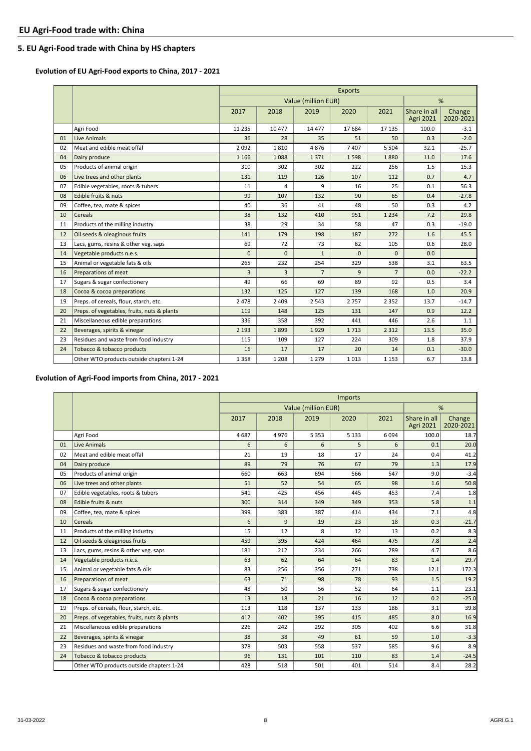## EU Agri-Food trade with: China

### 5. EU Agri-Food trade with China by HS chapters

#### Evolution of EU Agri-Food exports to China, 2017 - 2021

| | | Exports | | | | | | |
|---|---|---|---|---|---|---|---|---|
| | | Value (million EUR) | | | | | % | |
| | | 2017 | 2018 | 2019 | 2020 | 2021 | Share in all Agri 2021 | Change 2020-2021 |
| | Agri Food | 11 235 | 10 477 | 14 477 | 17 684 | 17 135 | 100.0 | -3.1 |
| 01 | Live Animals | 36 | 28 | 35 | 51 | 50 | 0.3 | -2.0 |
| 02 | Meat and edible meat offal | 2 092 | 1 810 | 4 876 | 7 407 | 5 504 | 32.1 | -25.7 |
| 04 | Dairy produce | 1 166 | 1 088 | 1 371 | 1 598 | 1 880 | 11.0 | 17.6 |
| 05 | Products of animal origin | 310 | 302 | 302 | 222 | 256 | 1.5 | 15.3 |
| 06 | Live trees and other plants | 131 | 119 | 126 | 107 | 112 | 0.7 | 4.7 |
| 07 | Edible vegetables, roots & tubers | 11 | 4 | 9 | 16 | 25 | 0.1 | 56.3 |
| 08 | Edible fruits & nuts | 99 | 107 | 132 | 90 | 65 | 0.4 | -27.8 |
| 09 | Coffee, tea, mate & spices | 40 | 36 | 41 | 48 | 50 | 0.3 | 4.2 |
| 10 | Cereals | 38 | 132 | 410 | 951 | 1 234 | 7.2 | 29.8 |
| 11 | Products of the milling industry | 38 | 29 | 34 | 58 | 47 | 0.3 | -19.0 |
| 12 | Oil seeds & oleaginous fruits | 141 | 179 | 198 | 187 | 272 | 1.6 | 45.5 |
| 13 | Lacs, gums, resins & other veg. saps | 69 | 72 | 73 | 82 | 105 | 0.6 | 28.0 |
| 14 | Vegetable products n.e.s. | 0 | 0 | 1 | 0 | 0 | 0.0 | |
| 15 | Animal or vegetable fats & oils | 265 | 232 | 254 | 329 | 538 | 3.1 | 63.5 |
| 16 | Preparations of meat | 3 | 3 | 7 | 9 | 7 | 0.0 | -22.2 |
| 17 | Sugars & sugar confectionery | 49 | 66 | 69 | 89 | 92 | 0.5 | 3.4 |
| 18 | Cocoa & cocoa preparations | 132 | 125 | 127 | 139 | 168 | 1.0 | 20.9 |
| 19 | Preps. of cereals, flour, starch, etc. | 2 478 | 2 409 | 2 543 | 2 757 | 2 352 | 13.7 | -14.7 |
| 20 | Preps. of vegetables, fruits, nuts & plants | 119 | 148 | 125 | 131 | 147 | 0.9 | 12.2 |
| 21 | Miscellaneous edible preparations | 336 | 358 | 392 | 441 | 446 | 2.6 | 1.1 |
| 22 | Beverages, spirits & vinegar | 2 193 | 1 899 | 1 929 | 1 713 | 2 312 | 13.5 | 35.0 |
| 23 | Residues and waste from food industry | 115 | 109 | 127 | 224 | 309 | 1.8 | 37.9 |
| 24 | Tobacco & tobacco products | 16 | 17 | 17 | 20 | 14 | 0.1 | -30.0 |
| | Other WTO products outside chapters 1-24 | 1 358 | 1 208 | 1 279 | 1 013 | 1 153 | 6.7 | 13.8 |

#### Evolution of Agri-Food imports from China, 2017 - 2021

| | | Imports | | | | | | |
|---|---|---|---|---|---|---|---|---|
| | | Value (million EUR) | | | | | % | |
| | | 2017 | 2018 | 2019 | 2020 | 2021 | Share in all Agri 2021 | Change 2020-2021 |
| | Agri Food | 4 687 | 4 976 | 5 353 | 5 133 | 6 094 | 100.0 | 18.7 |
| 01 | Live Animals | 6 | 6 | 6 | 5 | 6 | 0.1 | 20.0 |
| 02 | Meat and edible meat offal | 21 | 19 | 18 | 17 | 24 | 0.4 | 41.2 |
| 04 | Dairy produce | 89 | 79 | 76 | 67 | 79 | 1.3 | 17.9 |
| 05 | Products of animal origin | 660 | 663 | 694 | 566 | 547 | 9.0 | -3.4 |
| 06 | Live trees and other plants | 51 | 52 | 54 | 65 | 98 | 1.6 | 50.8 |
| 07 | Edible vegetables, roots & tubers | 541 | 425 | 456 | 445 | 453 | 7.4 | 1.8 |
| 08 | Edible fruits & nuts | 300 | 314 | 349 | 349 | 353 | 5.8 | 1.1 |
| 09 | Coffee, tea, mate & spices | 399 | 383 | 387 | 414 | 434 | 7.1 | 4.8 |
| 10 | Cereals | 6 | 9 | 19 | 23 | 18 | 0.3 | -21.7 |
| 11 | Products of the milling industry | 15 | 12 | 8 | 12 | 13 | 0.2 | 8.3 |
| 12 | Oil seeds & oleaginous fruits | 459 | 395 | 424 | 464 | 475 | 7.8 | 2.4 |
| 13 | Lacs, gums, resins & other veg. saps | 181 | 212 | 234 | 266 | 289 | 4.7 | 8.6 |
| 14 | Vegetable products n.e.s. | 63 | 62 | 64 | 64 | 83 | 1.4 | 29.7 |
| 15 | Animal or vegetable fats & oils | 83 | 256 | 356 | 271 | 738 | 12.1 | 172.3 |
| 16 | Preparations of meat | 63 | 71 | 98 | 78 | 93 | 1.5 | 19.2 |
| 17 | Sugars & sugar confectionery | 48 | 50 | 56 | 52 | 64 | 1.1 | 23.1 |
| 18 | Cocoa & cocoa preparations | 13 | 18 | 21 | 16 | 12 | 0.2 | -25.0 |
| 19 | Preps. of cereals, flour, starch, etc. | 113 | 118 | 137 | 133 | 186 | 3.1 | 39.8 |
| 20 | Preps. of vegetables, fruits, nuts & plants | 412 | 402 | 395 | 415 | 485 | 8.0 | 16.9 |
| 21 | Miscellaneous edible preparations | 226 | 242 | 292 | 305 | 402 | 6.6 | 31.8 |
| 22 | Beverages, spirits & vinegar | 38 | 38 | 49 | 61 | 59 | 1.0 | -3.3 |
| 23 | Residues and waste from food industry | 378 | 503 | 558 | 537 | 585 | 9.6 | 8.9 |
| 24 | Tobacco & tobacco products | 96 | 131 | 101 | 110 | 83 | 1.4 | -24.5 |
| | Other WTO products outside chapters 1-24 | 428 | 518 | 501 | 401 | 514 | 8.4 | 28.2 |